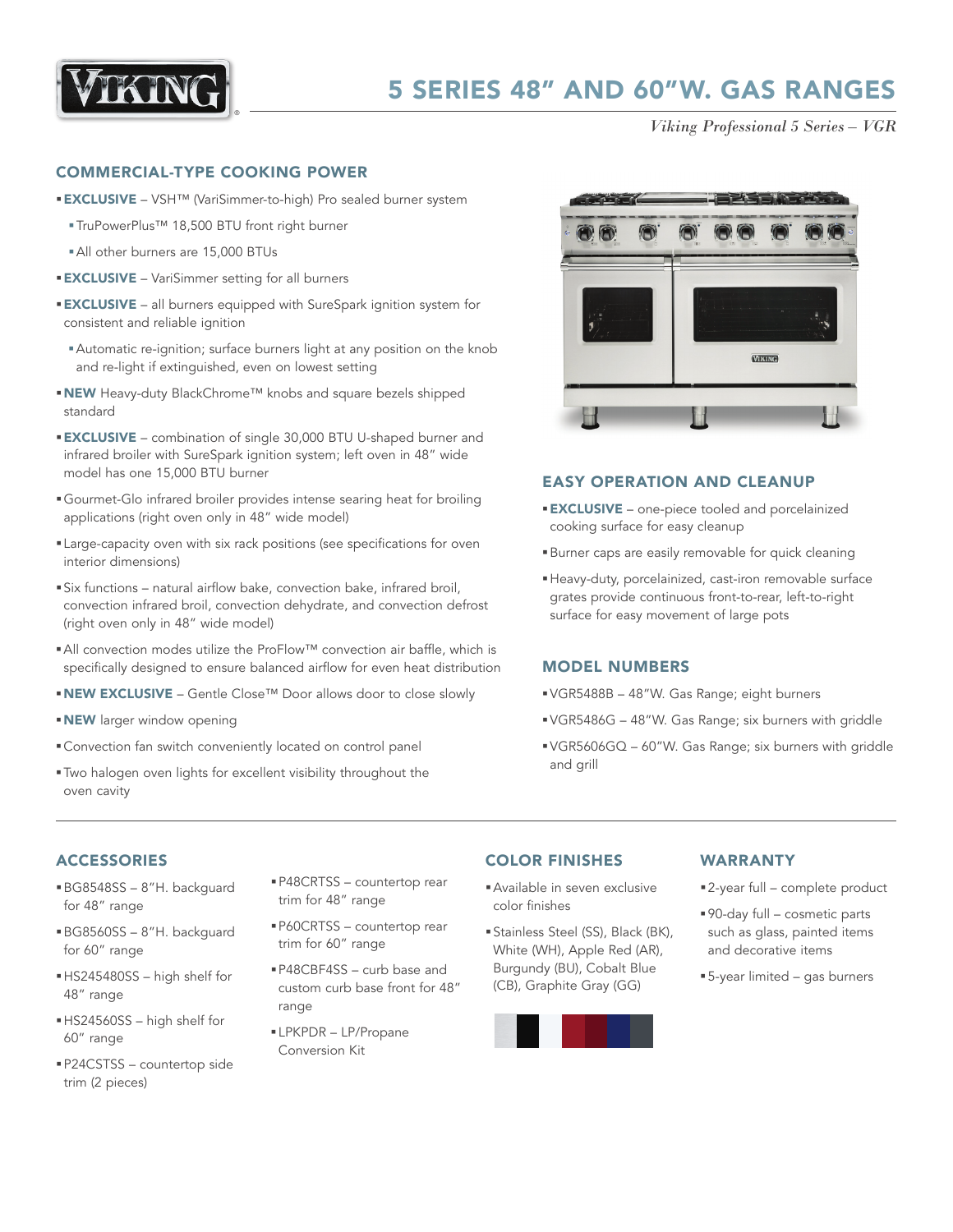# 5 SERIES 48" AND 60"W. GAS RANGES

*Viking Professional 5 Series – VGR*

## COMMERCIAL-TYPE COOKING POWER

- **EXCLUSIVE** – VSH™ (VariSimmer-to-high) Pro sealed burner system
  - TruPowerPlus™ 18,500 BTU front right burner
  - All other burners are 15,000 BTUs
- **EXCLUSIVE** – VariSimmer setting for all burners
- **EXCLUSIVE** – all burners equipped with SureSpark ignition system for consistent and reliable ignition
  - Automatic re-ignition; surface burners light at any position on the knob and re-light if extinguished, even on lowest setting
- **NEW** Heavy-duty BlackChrome™ knobs and square bezels shipped standard
- **EXCLUSIVE** – combination of single 30,000 BTU U-shaped burner and infrared broiler with SureSpark ignition system; left oven in 48" wide model has one 15,000 BTU burner
- Gourmet-Glo infrared broiler provides intense searing heat for broiling applications (right oven only in 48" wide model)
- Large-capacity oven with six rack positions (see specifications for oven interior dimensions)
- Six functions – natural airflow bake, convection bake, infrared broil, convection infrared broil, convection dehydrate, and convection defrost (right oven only in 48" wide model)
- All convection modes utilize the ProFlow™ convection air baffle, which is specifically designed to ensure balanced airflow for even heat distribution
- **NEW EXCLUSIVE** – Gentle Close™ Door allows door to close slowly
- **NEW** larger window opening
- Convection fan switch conveniently located on control panel
- Two halogen oven lights for excellent visibility throughout the oven cavity

## EASY OPERATION AND CLEANUP

- **EXCLUSIVE** – one-piece tooled and porcelainized cooking surface for easy cleanup
- Burner caps are easily removable for quick cleaning
- Heavy-duty, porcelainized, cast-iron removable surface grates provide continuous front-to-rear, left-to-right surface for easy movement of large pots

## MODEL NUMBERS

- VGR5488B – 48"W. Gas Range; eight burners
- VGR5486G – 48"W. Gas Range; six burners with griddle
- VGR5606GQ – 60"W. Gas Range; six burners with griddle and grill

## ACCESSORIES

- BG8548SS – 8"H. backguard for 48" range
- BG8560SS – 8"H. backguard for 60" range
- HS245480SS – high shelf for 48" range
- HS24560SS – high shelf for 60" range
- P24CSTSS – countertop side trim (2 pieces)
- P48CRTSS – countertop rear trim for 48" range
- P60CRTSS – countertop rear trim for 60" range
- P48CBF4SS – curb base and custom curb base front for 48" range
- LPKPDR – LP/Propane Conversion Kit

## COLOR FINISHES

- Available in seven exclusive color finishes
- Stainless Steel (SS), Black (BK), White (WH), Apple Red (AR), Burgundy (BU), Cobalt Blue (CB), Graphite Gray (GG)

## WARRANTY

- 2-year full – complete product
- 90-day full – cosmetic parts such as glass, painted items and decorative items
- 5-year limited – gas burners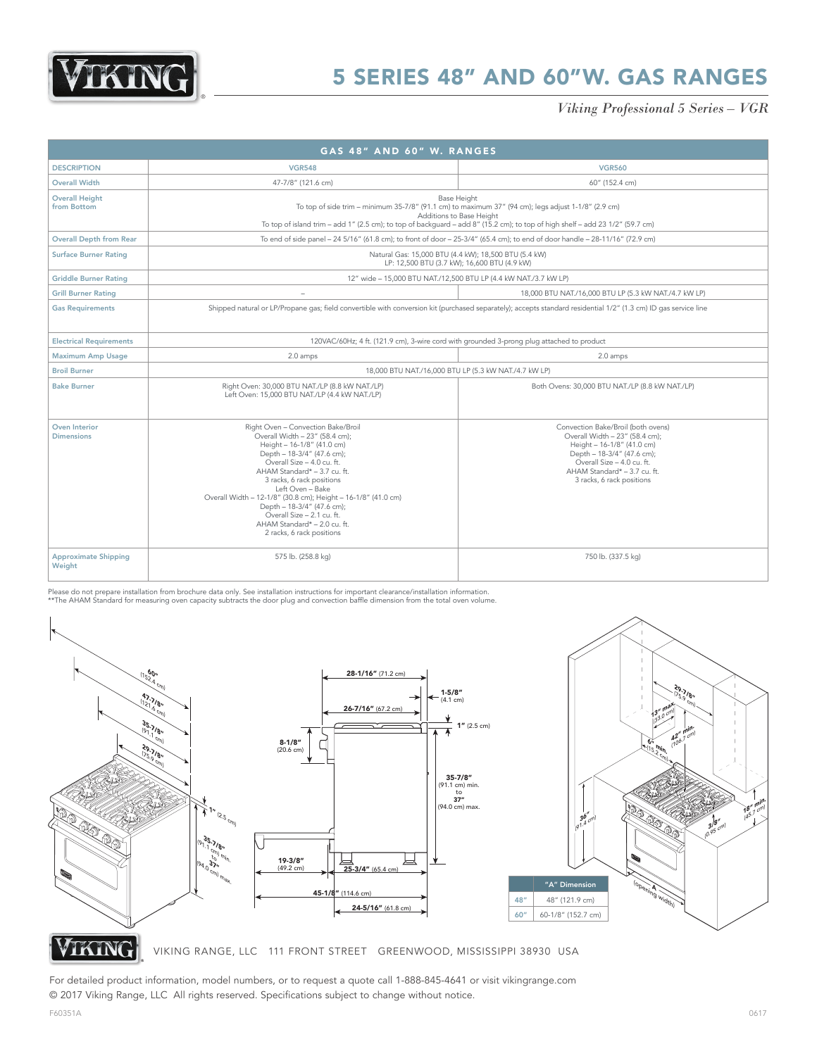# 5 SERIES 48" AND 60"W. GAS RANGES

*Viking Professional 5 Series – VGR*

| GAS 48" AND 60" W. RANGES | | |
|---|---|---|
| DESCRIPTION | VGR548 | VGR560 |
| Overall Width | 47-7/8" (121.6 cm) | 60" (152.4 cm) |
| Overall Height from Bottom | Base Height<br>To top of side trim – minimum 35-7/8" (91.1 cm) to maximum 37" (94 cm); legs adjust 1-1/8" (2.9 cm)<br>Additions to Base Height<br>To top of island trim – add 1" (2.5 cm); to top of backguard – add 8" (15.2 cm); to top of high shelf – add 23 1/2" (59.7 cm) | |
| Overall Depth from Rear | To end of side panel – 24 5/16" (61.8 cm); to front of door – 25-3/4" (65.4 cm); to end of door handle – 28-11/16" (72.9 cm) | |
| Surface Burner Rating | Natural Gas: 15,000 BTU (4.4 kW); 18,500 BTU (5.4 kW)<br>LP: 12,500 BTU (3.7 kW); 16,600 BTU (4.9 kW) | |
| Griddle Burner Rating | 12" wide – 15,000 BTU NAT./12,500 BTU LP (4.4 kW NAT./3.7 kW LP) | |
| Grill Burner Rating | – | 18,000 BTU NAT./16,000 BTU LP (5.3 kW NAT./4.7 kW LP) |
| Gas Requirements | Shipped natural or LP/Propane gas; field convertible with conversion kit (purchased separately); accepts standard residential 1/2" (1.3 cm) ID gas service line | |
| Electrical Requirements | 120VAC/60Hz; 4 ft. (121.9 cm), 3-wire cord with grounded 3-prong plug attached to product | |
| Maximum Amp Usage | 2.0 amps | 2.0 amps |
| Broil Burner | 18,000 BTU NAT./16,000 BTU LP (5.3 kW NAT./4.7 kW LP) | |
| Bake Burner | Right Oven: 30,000 BTU NAT./LP (8.8 kW NAT./LP)<br>Left Oven: 15,000 BTU NAT./LP (4.4 kW NAT./LP) | Both Ovens: 30,000 BTU NAT./LP (8.8 kW NAT./LP) |
| Oven Interior Dimensions | Right Oven – Convection Bake/Broil<br>Overall Width – 23" (58.4 cm);<br>Height – 16-1/8" (41.0 cm)<br>Depth – 18-3/4" (47.6 cm);<br>Overall Size – 4.0 cu. ft.<br>AHAM Standard* – 3.7 cu. ft.<br>3 racks, 6 rack positions<br>Left Oven – Bake<br>Overall Width – 12-1/8" (30.8 cm); Height – 16-1/8" (41.0 cm)<br>Depth – 18-3/4" (47.6 cm);<br>Overall Size – 2.1 cu. ft.<br>AHAM Standard* – 2.0 cu. ft.<br>2 racks, 6 rack positions | Convection Bake/Broil (both ovens)<br>Overall Width – 23" (58.4 cm);<br>Height – 16-1/8" (41.0 cm)<br>Depth – 18-3/4" (47.6 cm);<br>Overall Size – 4.0 cu. ft.<br>AHAM Standard* – 3.7 cu. ft.<br>3 racks, 6 rack positions |
| Approximate Shipping Weight | 575 lb. (258.8 kg) | 750 lb. (337.5 kg) |

Please do not prepare installation from brochure data only. See installation instructions for important clearance/installation information.
**The AHAM Standard for measuring oven capacity subtracts the door plug and convection baffle dimension from the total oven volume.

60" (152.4 cm)
47-7/8" (121.6 cm)
35-7/8" (91.1 cm)
29-7/8" (75.9 cm)
1" (2.5 cm)
35-7/8" (91.1 cm) min. to 37" (94.0 cm) max.

28-1/16" (71.2 cm)
1-5/8" (4.1 cm)
26-7/16" (67.2 cm)
1" (2.5 cm)
8-1/8" (20.6 cm)
35-7/8" (91.1 cm) min. to 37" (94.0 cm) max.
19-3/8" (49.2 cm)
25-3/4" (65.4 cm)
45-1/8" (114.6 cm)
24-5/16" (61.8 cm)

29-7/8" (75.9 cm)
13" max. (33.0 cm)
42" min. (106.7 cm)
6" min. (15.2 cm)
36" (91.4 cm)
18" min. (45.7 cm)
3/8" (0.95 cm)
A (opening width)

| | "A" Dimension |
|---|---|
| 48" | 48" (121.9 cm) |
| 60" | 60-1/8" (152.7 cm) |

VIKING RANGE, LLC   111 FRONT STREET   GREENWOOD, MISSISSIPPI 38930  USA

For detailed product information, model numbers, or to request a quote call 1-888-845-4641 or visit vikingrange.com
© 2017 Viking Range, LLC  All rights reserved. Specifications subject to change without notice.

F60351A 0617